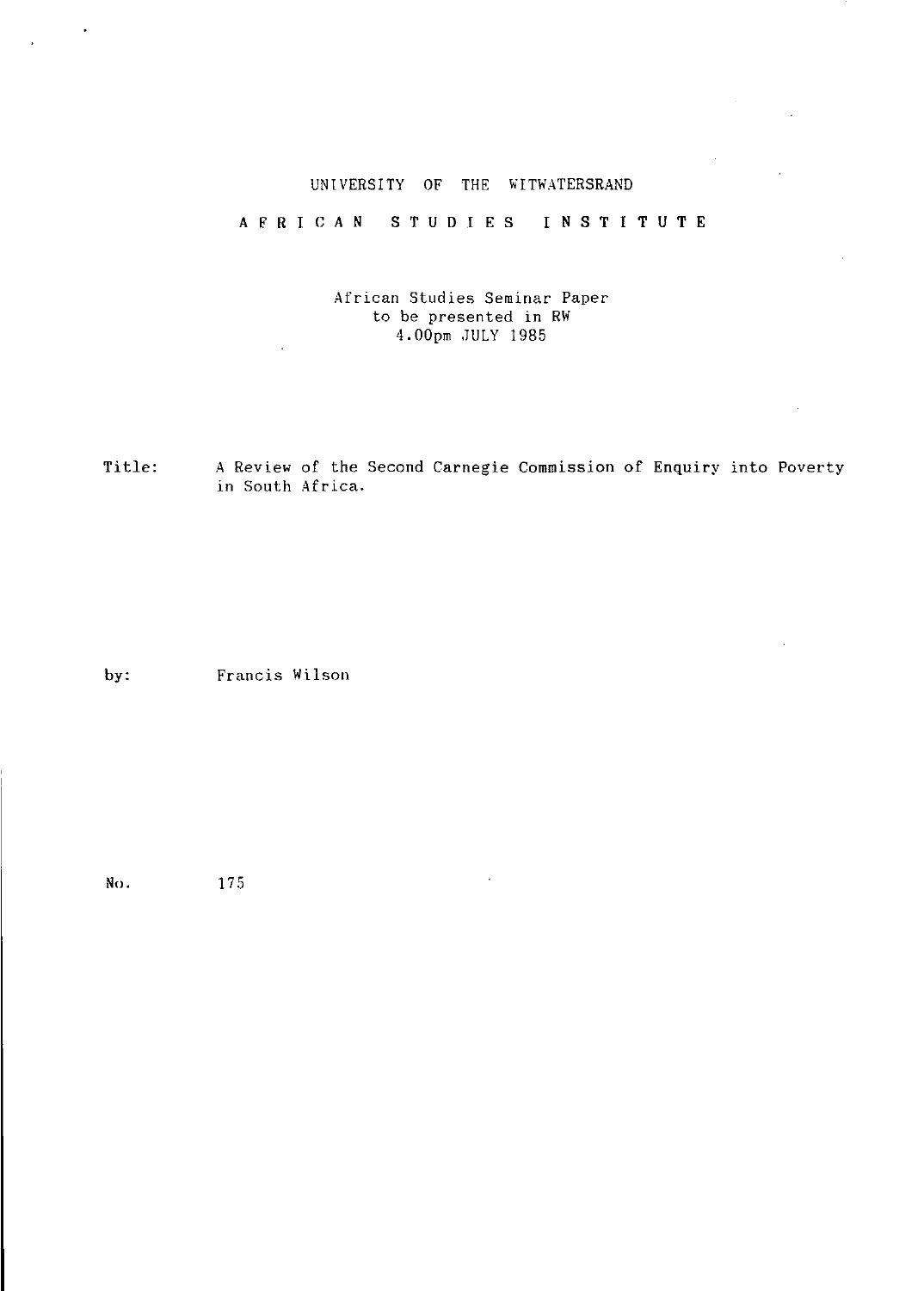UNIVERSITY OF THE WITWATERSRAND

# AFRICAN STUDIES INSTITUTE

African Studies Seminar Paper
to be presented in RW
4.00pm JULY 1985

Title: A Review of the Second Carnegie Commission of Enquiry into Poverty in South Africa.

by: Francis Wilson

No. 175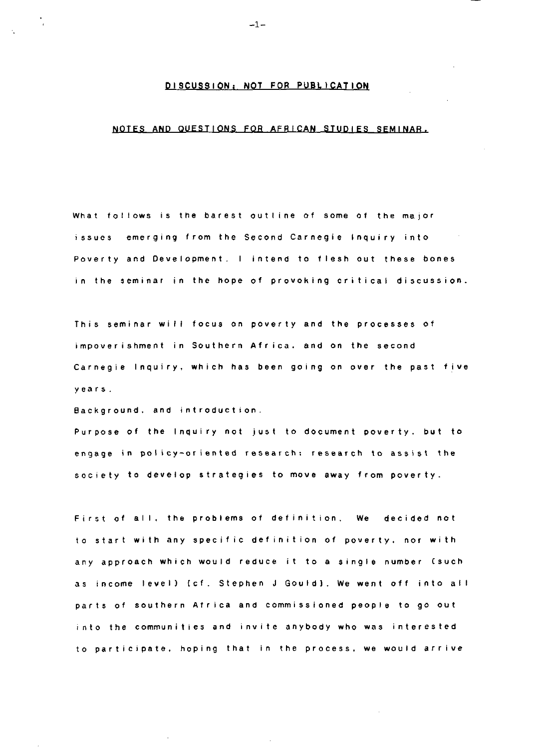**DISCUSSION: NOT FOR PUBLICATION**

**NOTES AND QUESTIONS FOR AFRICAN STUDIES SEMINAR.**

What follows is the barest outline of some of the major issues emerging from the Second Carnegie Inquiry into Poverty and Development. I intend to flesh out these bones in the seminar in the hope of provoking critical discussion.

This seminar will focus on poverty and the processes of impoverishment in Southern Africa, and on the second Carnegie Inquiry, which has been going on over the past five years.

Background, and introduction.

Purpose of the Inquiry not just to document poverty, but to engage in policy-oriented research; research to assist the society to develop strategies to move away from poverty.

First of all, the problems of definition. We decided not to start with any specific definition of poverty, nor with any approach which would reduce it to a single number (such as income level) [cf. Stephen J Gould]. We went off into all parts of southern Africa and commissioned people to go out into the communities and invite anybody who was interested to participate, hoping that in the process, we would arrive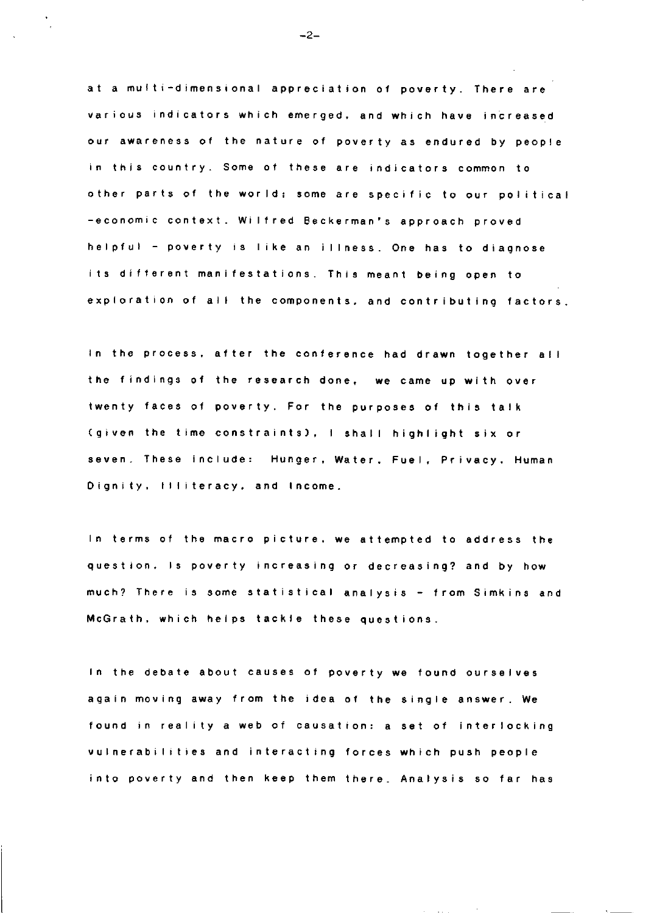at a multi-dimensional appreciation of poverty. There are various indicators which emerged, and which have increased our awareness of the nature of poverty as endured by people in this country. Some of these are indicators common to other parts of the world; some are specific to our political -economic context. Wilfred Beckerman's approach proved helpful - poverty is like an illness. One has to diagnose its different manifestations. This meant being open to exploration of all the components, and contributing factors.

In the process, after the conference had drawn together all the findings of the research done, we came up with over twenty faces of poverty. For the purposes of this talk (given the time constraints), I shall highlight six or seven. These include: Hunger, Water, Fuel, Privacy, Human Dignity, Illiteracy, and Income.

In terms of the macro picture, we attempted to address the question, Is poverty increasing or decreasing? and by how much? There is some statistical analysis - from Simkins and McGrath, which helps tackle these questions.

In the debate about causes of poverty we found ourselves again moving away from the idea of the single answer. We found in reality a web of causation: a set of interlocking vulnerabilities and interacting forces which push people into poverty and then keep them there. Analysis so far has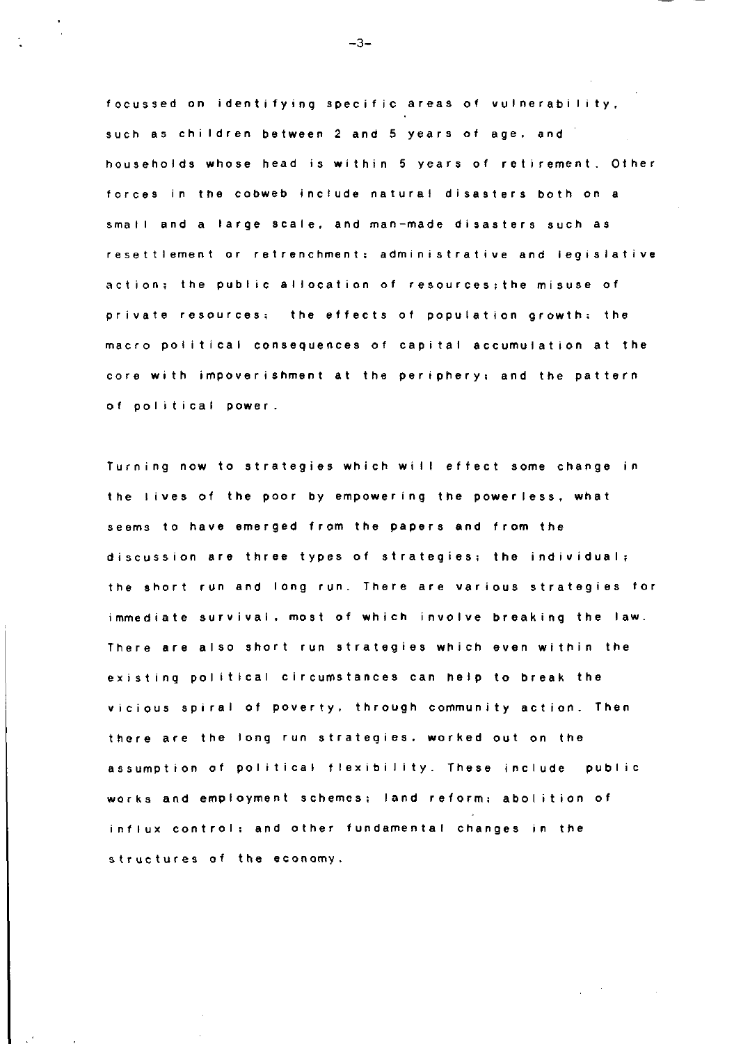focussed on identifying specific areas of vulnerability, such as children between 2 and 5 years of age, and households whose head is within 5 years of retirement. Other forces in the cobweb include natural disasters both on a small and a large scale, and man-made disasters such as resettlement or retrenchment; administrative and legislative action; the public allocation of resources;the misuse of private resources; the effects of population growth; the macro political consequences of capital accumulation at the core with impoverishment at the periphery; and the pattern of political power.

Turning now to strategies which will effect some change in the lives of the poor by empowering the powerless, what seems to have emerged from the papers and from the discussion are three types of strategies; the individual; the short run and long run. There are various strategies for immediate survival, most of which involve breaking the law. There are also short run strategies which even within the existing political circumstances can help to break the vicious spiral of poverty, through community action. Then there are the long run strategies, worked out on the assumption of political flexibility. These include public works and employment schemes; land reform; abolition of influx control; and other fundamental changes in the structures of the economy.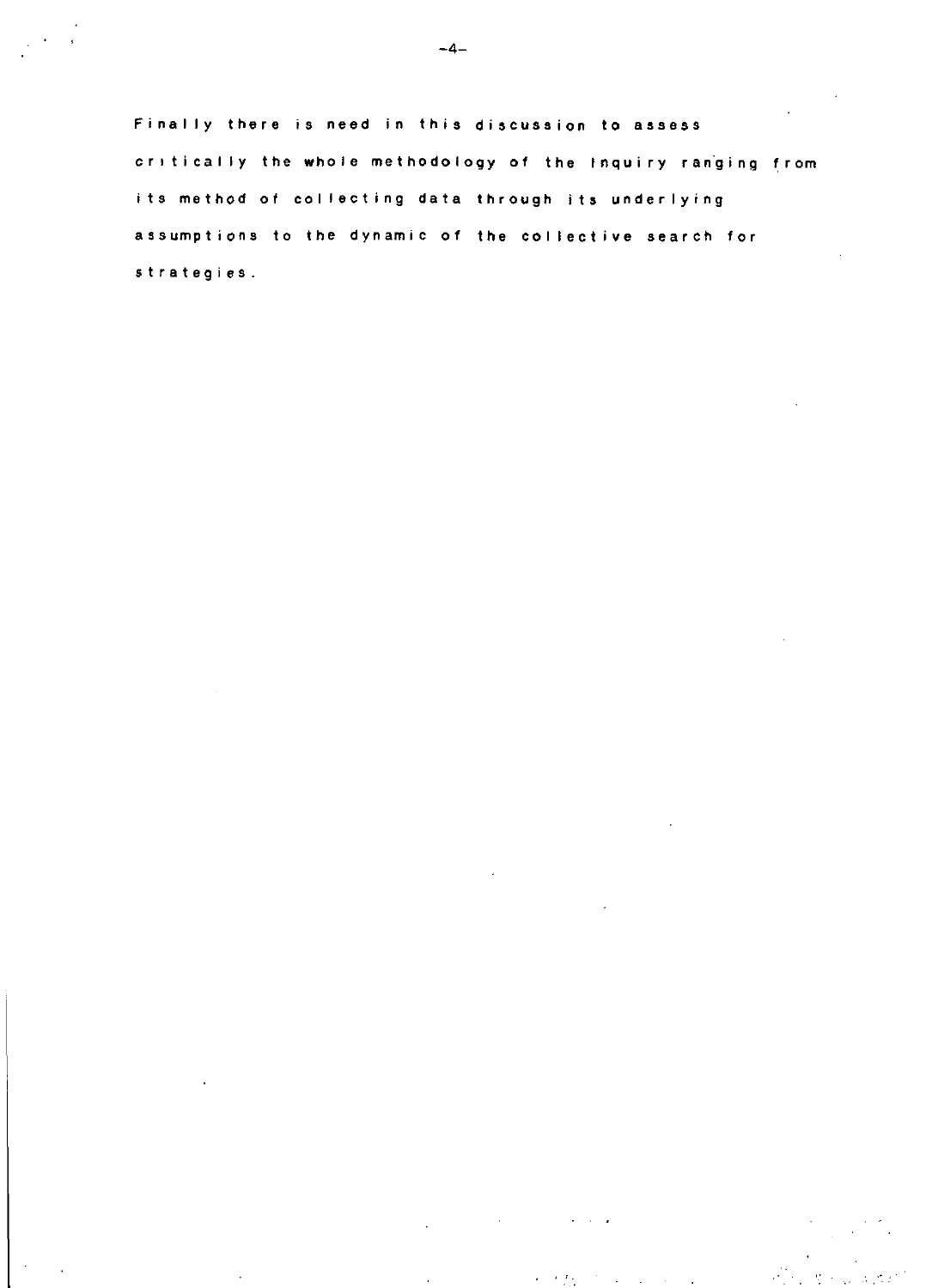Finally there is need in this discussion to assess critically the whole methodology of the Inquiry ranging from its method of collecting data through its underlying assumptions to the dynamic of the collective search for strategies.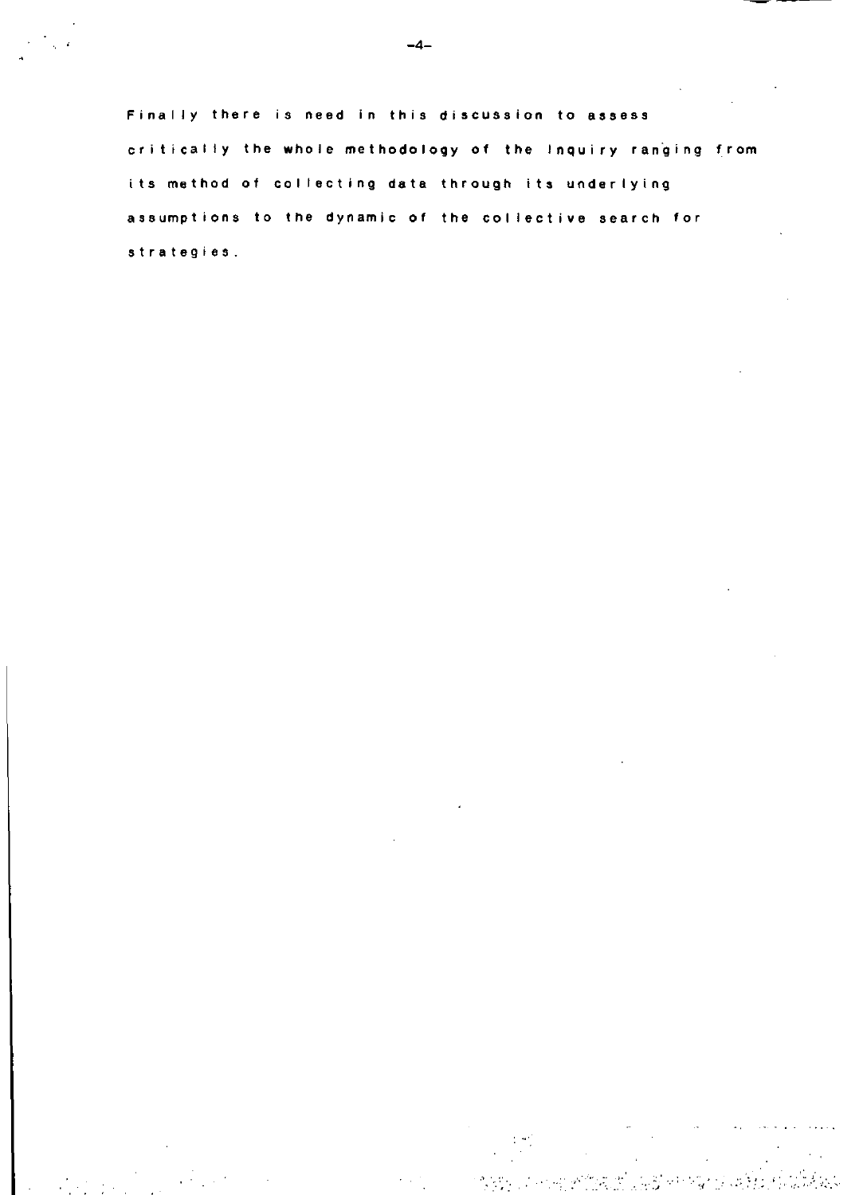Finally there is need in this discussion to assess critically the whole methodology of the Inquiry ranging from its method of collecting data through its underlying assumptions to the dynamic of the collective search for strategies.